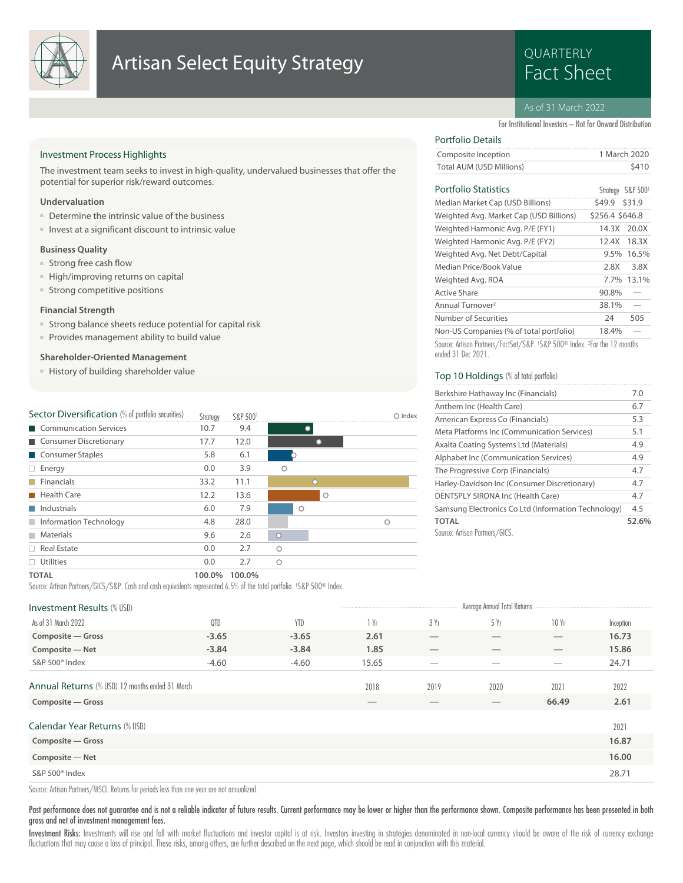# Artisan Select Equity Strategy

QUARTERLY Fact Sheet

As of 31 March 2022

For Institutional Investors – Not for Onward Distribution

## Investment Process Highlights

The investment team seeks to invest in high-quality, undervalued businesses that offer the potential for superior risk/reward outcomes.

### Undervaluation

- Determine the intrinsic value of the business
- Invest at a significant discount to intrinsic value

### Business Quality

- Strong free cash flow
- High/improving returns on capital
- Strong competitive positions

### Financial Strength

- Strong balance sheets reduce potential for capital risk
- Provides management ability to build value

### Shareholder-Oriented Management

- History of building shareholder value

## Portfolio Details

| | |
|---|---|
| Composite Inception | 1 March 2020 |
| Total AUM (USD Millions) | $410 |

## Portfolio Statistics

| | Strategy | S&P 500[1] |
|---|---|---|
| Median Market Cap (USD Billions) | $49.9 | $31.9 |
| Weighted Avg. Market Cap (USD Billions) | $256.4 | $646.8 |
| Weighted Harmonic Avg. P/E (FY1) | 14.3X | 20.0X |
| Weighted Harmonic Avg. P/E (FY2) | 12.4X | 18.3X |
| Weighted Avg. Net Debt/Capital | 9.5% | 16.5% |
| Median Price/Book Value | 2.8X | 3.8X |
| Weighted Avg. ROA | 7.7% | 13.1% |
| Active Share | 90.8% | — |
| Annual Turnover[2] | 38.1% | — |
| Number of Securities | 24 | 505 |
| Non-US Companies (% of total portfolio) | 18.4% | — |

Source: Artisan Partners/FactSet/S&P. [1]S&P 500® Index. [2]For the 12 months ended 31 Dec 2021.

## Sector Diversification (% of portfolio securities)

| Sector | Strategy | S&P 500[1] |
|---|---|---|
| Communication Services | 10.7 | 9.4 |
| Consumer Discretionary | 17.7 | 12.0 |
| Consumer Staples | 5.8 | 6.1 |
| Energy | 0.0 | 3.9 |
| Financials | 33.2 | 11.1 |
| Health Care | 12.2 | 13.6 |
| Industrials | 6.0 | 7.9 |
| Information Technology | 4.8 | 28.0 |
| Materials | 9.6 | 2.6 |
| Real Estate | 0.0 | 2.7 |
| Utilities | 0.0 | 2.7 |
| **TOTAL** | **100.0%** | **100.0%** |

Source: Artisan Partners/GICS/S&P. Cash and cash equivalents represented 6.5% of the total portfolio. [1]S&P 500® Index.

## Top 10 Holdings (% of total portfolio)

| | |
|---|---|
| Berkshire Hathaway Inc (Financials) | 7.0 |
| Anthem Inc (Health Care) | 6.7 |
| American Express Co (Financials) | 5.3 |
| Meta Platforms Inc (Communication Services) | 5.1 |
| Axalta Coating Systems Ltd (Materials) | 4.9 |
| Alphabet Inc (Communication Services) | 4.9 |
| The Progressive Corp (Financials) | 4.7 |
| Harley-Davidson Inc (Consumer Discretionary) | 4.7 |
| DENTSPLY SIRONA Inc (Health Care) | 4.7 |
| Samsung Electronics Co Ltd (Information Technology) | 4.5 |
| **TOTAL** | **52.6%** |

Source: Artisan Partners/GICS.

## Investment Results (% USD)

| As of 31 March 2022 | QTD | YTD | 1 Yr | 3 Yr | 5 Yr | 10 Yr | Inception |
|---|---|---|---|---|---|---|---|
| | | | Average Annual Total Returns | | | | |
| **Composite — Gross** | **-3.65** | **-3.65** | **2.61** | — | — | — | **16.73** |
| **Composite — Net** | **-3.84** | **-3.84** | **1.85** | — | — | — | **15.86** |
| S&P 500® Index | -4.60 | -4.60 | 15.65 | — | — | — | 24.71 |

## Annual Returns (% USD) 12 months ended 31 March

| | 2018 | 2019 | 2020 | 2021 | 2022 |
|---|---|---|---|---|---|
| **Composite — Gross** | — | — | — | **66.49** | **2.61** |

## Calendar Year Returns (% USD)

| | 2021 |
|---|---|
| **Composite — Gross** | **16.87** |
| **Composite — Net** | **16.00** |
| S&P 500® Index | 28.71 |

Source: Artisan Partners/MSCI. Returns for periods less than one year are not annualized.

**Past performance does not guarantee and is not a reliable indicator of future results. Current performance may be lower or higher than the performance shown. Composite performance has been presented in both gross and net of investment management fees.**

**Investment Risks:** Investments will rise and fall with market fluctuations and investor capital is at risk. Investors investing in strategies denominated in non-local currency should be aware of the risk of currency exchange fluctuations that may cause a loss of principal. These risks, among others, are further described on the next page, which should be read in conjunction with this material.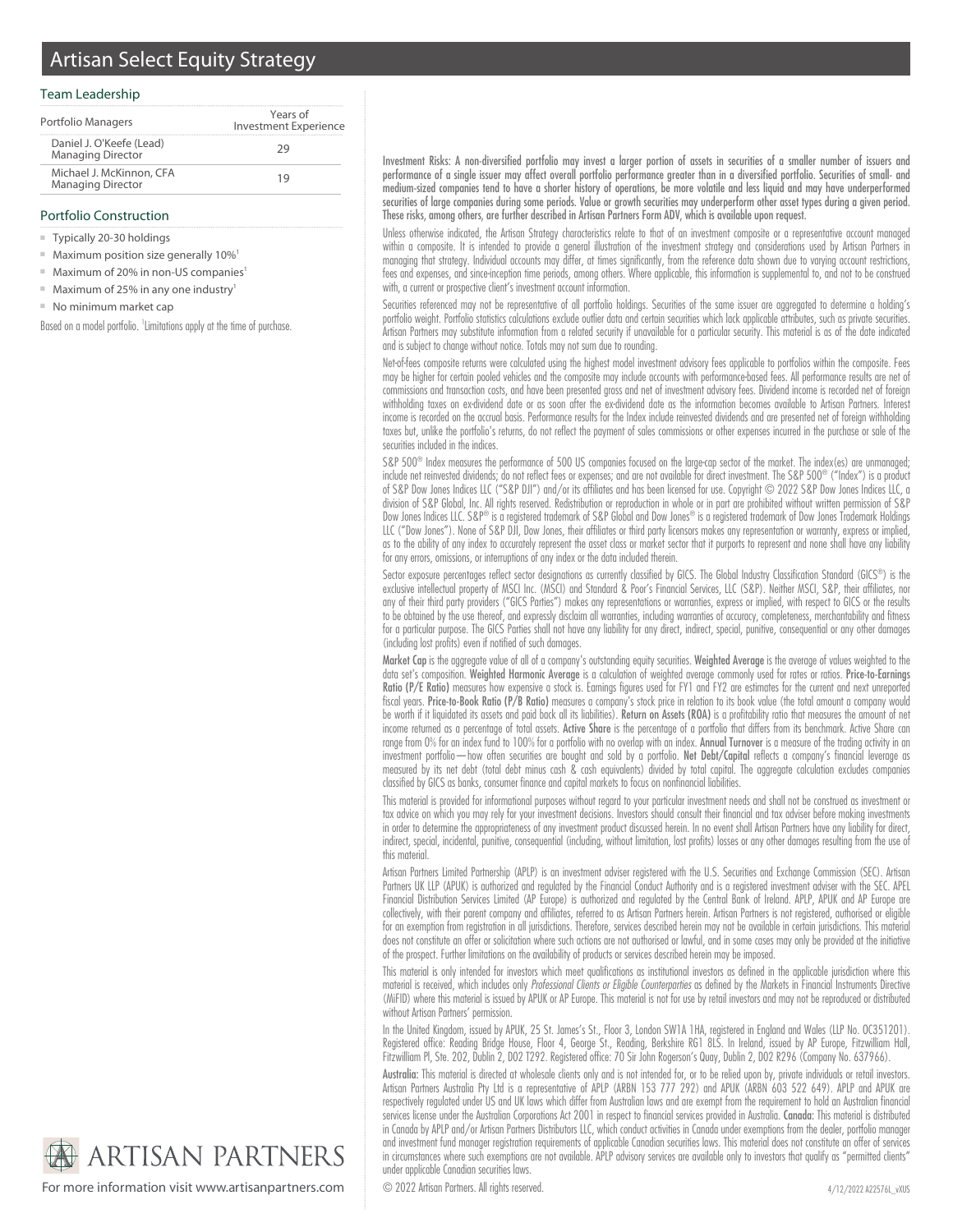# Artisan Select Equity Strategy

## Team Leadership

| Portfolio Managers | Years of Investment Experience |
|---|---|
| Daniel J. O'Keefe (Lead) Managing Director | 29 |
| Michael J. McKinnon, CFA Managing Director | 19 |

## Portfolio Construction

- Typically 20-30 holdings
- Maximum position size generally 10%[1]
- Maximum of 20% in non-US companies[1]
- Maximum of 25% in any one industry[1]
- No minimum market cap

Based on a model portfolio. [1]Limitations apply at the time of purchase.

Investment Risks: A non-diversified portfolio may invest a larger portion of assets in securities of a smaller number of issuers and performance of a single issuer may affect overall portfolio performance greater than in a diversified portfolio. Securities of small- and medium-sized companies tend to have a shorter history of operations, be more volatile and less liquid and may have underperformed securities of large companies during some periods. Value or growth securities may underperform other asset types during a given period. These risks, among others, are further described in Artisan Partners Form ADV, which is available upon request.

Unless otherwise indicated, the Artisan Strategy characteristics relate to that of an investment composite or a representative account managed within a composite. It is intended to provide a general illustration of the investment strategy and considerations used by Artisan Partners in managing that strategy. Individual accounts may differ, at times significantly, from the reference data shown due to varying account restrictions, fees and expenses, and since-inception time periods, among others. Where applicable, this information is supplemental to, and not to be construed with, a current or prospective client's investment account information.

Securities referenced may not be representative of all portfolio holdings. Securities of the same issuer are aggregated to determine a holding's portfolio weight. Portfolio statistics calculations exclude outlier data and certain securities which lack applicable attributes, such as private securities. Artisan Partners may substitute information from a related security if unavailable for a particular security. This material is as of the date indicated and is subject to change without notice. Totals may not sum due to rounding.

Net-of-fees composite returns were calculated using the highest model investment advisory fees applicable to portfolios within the composite. Fees may be higher for certain pooled vehicles and the composite may include accounts with performance-based fees. All performance results are net of commissions and transaction costs, and have been presented gross and net of investment advisory fees. Dividend income is recorded net of foreign withholding taxes on ex-dividend date or as soon after the ex-dividend date as the information becomes available to Artisan Partners. Interest income is recorded on the accrual basis. Performance results for the Index include reinvested dividends and are presented net of foreign withholding taxes but, unlike the portfolio's returns, do not reflect the payment of sales commissions or other expenses incurred in the purchase or sale of the securities included in the indices.

S&P 500® Index measures the performance of 500 US companies focused on the large-cap sector of the market. The index(es) are unmanaged; include net reinvested dividends; do not reflect fees or expenses; and are not available for direct investment. The S&P 500® ("Index") is a product of S&P Dow Jones Indices LLC ("S&P DJI") and/or its affiliates and has been licensed for use. Copyright © 2022 S&P Dow Jones Indices LLC, a division of S&P Global, Inc. All rights reserved. Redistribution or reproduction in whole or in part are prohibited without written permission of S&P Dow Jones Indices LLC. S&P® is a registered trademark of S&P Global and Dow Jones® is a registered trademark of Dow Jones Trademark Holdings LLC ("Dow Jones"). None of S&P DJI, Dow Jones, their affiliates or third party licensors makes any representation or warranty, express or implied, as to the ability of any index to accurately represent the asset class or market sector that it purports to represent and none shall have any liability for any errors, omissions, or interruptions of any index or the data included therein.

Sector exposure percentages reflect sector designations as currently classified by GICS. The Global Industry Classification Standard (GICS®) is the exclusive intellectual property of MSCI Inc. (MSCI) and Standard & Poor's Financial Services, LLC (S&P). Neither MSCI, S&P, their affiliates, nor any of their third party providers ("GICS Parties") makes any representations or warranties, express or implied, with respect to GICS or the results to be obtained by the use thereof, and expressly disclaim all warranties, including warranties of accuracy, completeness, merchantability and fitness for a particular purpose. The GICS Parties shall not have any liability for any direct, indirect, special, punitive, consequential or any other damages (including lost profits) even if notified of such damages.

**Market Cap** is the aggregate value of all of a company's outstanding equity securities. **Weighted Average** is the average of values weighted to the data set's composition. **Weighted Harmonic Average** is a calculation of weighted average commonly used for rates or ratios. **Price-to-Earnings Ratio (P/E Ratio)** measures how expensive a stock is. Earnings figures used for FY1 and FY2 are estimates for the current and next unreported fiscal years. **Price-to-Book Ratio (P/B Ratio)** measures a company's stock price in relation to its book value (the total amount a company would be worth if it liquidated its assets and paid back all its liabilities). **Return on Assets (ROA)** is a profitability ratio that measures the amount of net income returned as a percentage of total assets. **Active Share** is the percentage of a portfolio that differs from its benchmark. Active Share can range from 0% for an index fund to 100% for a portfolio with no overlap with an index. **Annual Turnover** is a measure of the trading activity in an investment portfolio—how often securities are bought and sold by a portfolio. **Net Debt/Capital** reflects a company's financial leverage as measured by its net debt (total debt minus cash & cash equivalents) divided by total capital. The aggregate calculation excludes companies classified by GICS as banks, consumer finance and capital markets to focus on nonfinancial liabilities.

This material is provided for informational purposes without regard to your particular investment needs and shall not be construed as investment or tax advice on which you may rely for your investment decisions. Investors should consult their financial and tax adviser before making investments in order to determine the appropriateness of any investment product discussed herein. In no event shall Artisan Partners have any liability for direct, indirect, special, incidental, punitive, consequential (including, without limitation, lost profits) losses or any other damages resulting from the use of this material.

Artisan Partners Limited Partnership (APLP) is an investment adviser registered with the U.S. Securities and Exchange Commission (SEC). Artisan Partners UK LLP (APUK) is authorized and regulated by the Financial Conduct Authority and is a registered investment adviser with the SEC. APEL Financial Distribution Services Limited (AP Europe) is authorized and regulated by the Central Bank of Ireland. APLP, APUK and AP Europe are collectively, with their parent company and affiliates, referred to as Artisan Partners herein. Artisan Partners is not registered, authorised or eligible for an exemption from registration in all jurisdictions. Therefore, services described herein may not be available in certain jurisdictions. This material does not constitute an offer or solicitation where such actions are not authorised or lawful, and in some cases may only be provided at the initiative of the prospect. Further limitations on the availability of products or services described herein may be imposed.

This material is only intended for investors which meet qualifications as institutional investors as defined in the applicable jurisdiction where this material is received, which includes only *Professional Clients or Eligible Counterparties* as defined by the Markets in Financial Instruments Directive (MiFID) where this material is issued by APUK or AP Europe. This material is not for use by retail investors and may not be reproduced or distributed without Artisan Partners' permission.

In the United Kingdom, issued by APUK, 25 St. James's St., Floor 3, London SW1A 1HA, registered in England and Wales (LLP No. OC351201). Registered office: Reading Bridge House, Floor 4, George St., Reading, Berkshire RG1 8LS. In Ireland, issued by AP Europe, Fitzwilliam Hall, Fitzwilliam Pl, Ste. 202, Dublin 2, D02 T292. Registered office: 70 Sir John Rogerson's Quay, Dublin 2, D02 R296 (Company No. 637966).

**Australia:** This material is directed at wholesale clients only and is not intended for, or to be relied upon by, private individuals or retail investors. Artisan Partners Australia Pty Ltd is a representative of APLP (ARBN 153 777 292) and APUK (ARBN 603 522 649). APLP and APUK are respectively regulated under US and UK laws which differ from Australian laws and are exempt from the requirement to hold an Australian financial services license under the Australian Corporations Act 2001 in respect to financial services provided in Australia. **Canada:** This material is distributed in Canada by APLP and/or Artisan Partners Distributors LLC, which conduct activities in Canada under exemptions from the dealer, portfolio manager and investment fund manager registration requirements of applicable Canadian securities laws. This material does not constitute an offer of services in circumstances where such exemptions are not available. APLP advisory services are available only to investors that qualify as "permitted clients" under applicable Canadian securities laws.

ARTISAN PARTNERS

For more information visit www.artisanpartners.com

© 2022 Artisan Partners. All rights reserved.

4/12/2022 A22576L_vXUS